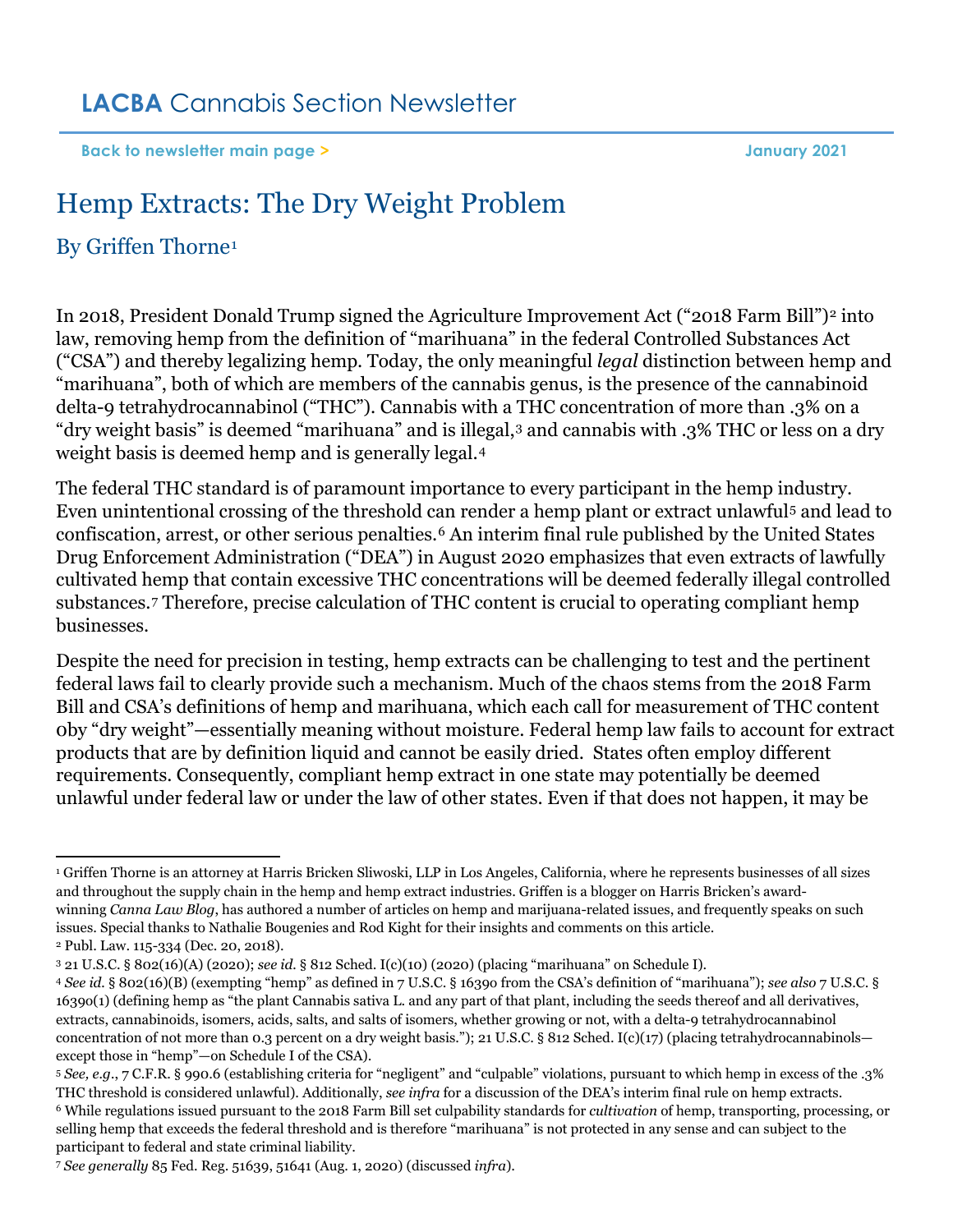# LACBA Cannabis Section Newsletter

**Back to newsletter main page >** **January 2021**

## Hemp Extracts: The Dry Weight Problem

### By Griffen Thorne[1]

In 2018, President Donald Trump signed the Agriculture Improvement Act ("2018 Farm Bill")[2] into law, removing hemp from the definition of "marihuana" in the federal Controlled Substances Act ("CSA") and thereby legalizing hemp. Today, the only meaningful *legal* distinction between hemp and "marihuana", both of which are members of the cannabis genus, is the presence of the cannabinoid delta-9 tetrahydrocannabinol ("THC"). Cannabis with a THC concentration of more than .3% on a "dry weight basis" is deemed "marihuana" and is illegal,[3] and cannabis with .3% THC or less on a dry weight basis is deemed hemp and is generally legal.[4]

The federal THC standard is of paramount importance to every participant in the hemp industry. Even unintentional crossing of the threshold can render a hemp plant or extract unlawful[5] and lead to confiscation, arrest, or other serious penalties.[6] An interim final rule published by the United States Drug Enforcement Administration ("DEA") in August 2020 emphasizes that even extracts of lawfully cultivated hemp that contain excessive THC concentrations will be deemed federally illegal controlled substances.[7] Therefore, precise calculation of THC content is crucial to operating compliant hemp businesses.

Despite the need for precision in testing, hemp extracts can be challenging to test and the pertinent federal laws fail to clearly provide such a mechanism. Much of the chaos stems from the 2018 Farm Bill and CSA's definitions of hemp and marihuana, which each call for measurement of THC content 0by "dry weight"—essentially meaning without moisture. Federal hemp law fails to account for extract products that are by definition liquid and cannot be easily dried. States often employ different requirements. Consequently, compliant hemp extract in one state may potentially be deemed unlawful under federal law or under the law of other states. Even if that does not happen, it may be

---

[1] Griffen Thorne is an attorney at Harris Bricken Sliwoski, LLP in Los Angeles, California, where he represents businesses of all sizes and throughout the supply chain in the hemp and hemp extract industries. Griffen is a blogger on Harris Bricken's award-winning *Canna Law Blog*, has authored a number of articles on hemp and marijuana-related issues, and frequently speaks on such issues. Special thanks to Nathalie Bougenies and Rod Kight for their insights and comments on this article.

[2] Publ. Law. 115-334 (Dec. 20, 2018).

[3] 21 U.S.C. § 802(16)(A) (2020); *see id.* § 812 Sched. I(c)(10) (2020) (placing "marihuana" on Schedule I).

[4] *See id.* § 802(16)(B) (exempting "hemp" as defined in 7 U.S.C. § 1639o from the CSA's definition of "marihuana"); *see also* 7 U.S.C. § 1639o(1) (defining hemp as "the plant Cannabis sativa L. and any part of that plant, including the seeds thereof and all derivatives, extracts, cannabinoids, isomers, acids, salts, and salts of isomers, whether growing or not, with a delta-9 tetrahydrocannabinol concentration of not more than 0.3 percent on a dry weight basis."); 21 U.S.C. § 812 Sched. I(c)(17) (placing tetrahydrocannabinols—except those in "hemp"—on Schedule I of the CSA).

[5] *See, e.g.*, 7 C.F.R. § 990.6 (establishing criteria for "negligent" and "culpable" violations, pursuant to which hemp in excess of the .3% THC threshold is considered unlawful). Additionally, *see infra* for a discussion of the DEA's interim final rule on hemp extracts.

[6] While regulations issued pursuant to the 2018 Farm Bill set culpability standards for *cultivation* of hemp, transporting, processing, or selling hemp that exceeds the federal threshold and is therefore "marihuana" is not protected in any sense and can subject to the participant to federal and state criminal liability.

[7] *See generally* 85 Fed. Reg. 51639, 51641 (Aug. 1, 2020) (discussed *infra*).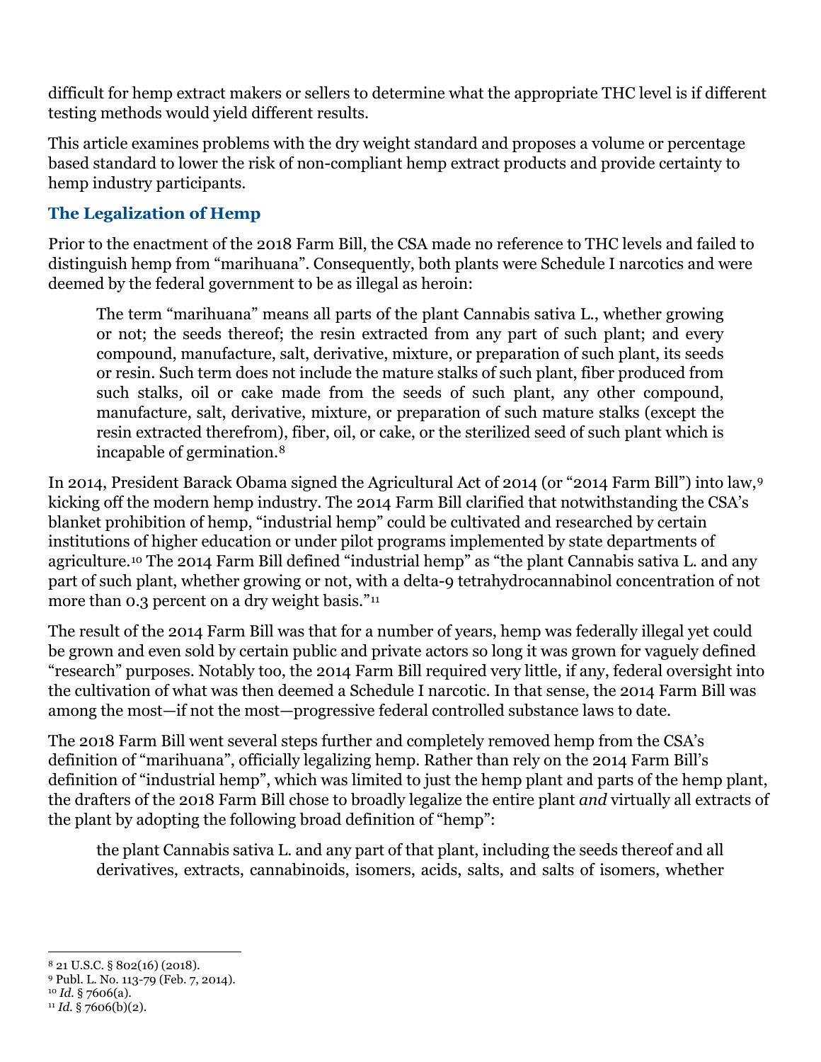difficult for hemp extract makers or sellers to determine what the appropriate THC level is if different testing methods would yield different results.

This article examines problems with the dry weight standard and proposes a volume or percentage based standard to lower the risk of non-compliant hemp extract products and provide certainty to hemp industry participants.

## The Legalization of Hemp

Prior to the enactment of the 2018 Farm Bill, the CSA made no reference to THC levels and failed to distinguish hemp from "marihuana". Consequently, both plants were Schedule I narcotics and were deemed by the federal government to be as illegal as heroin:

> The term "marihuana" means all parts of the plant Cannabis sativa L., whether growing or not; the seeds thereof; the resin extracted from any part of such plant; and every compound, manufacture, salt, derivative, mixture, or preparation of such plant, its seeds or resin. Such term does not include the mature stalks of such plant, fiber produced from such stalks, oil or cake made from the seeds of such plant, any other compound, manufacture, salt, derivative, mixture, or preparation of such mature stalks (except the resin extracted therefrom), fiber, oil, or cake, or the sterilized seed of such plant which is incapable of germination.[8]

In 2014, President Barack Obama signed the Agricultural Act of 2014 (or "2014 Farm Bill") into law,[9] kicking off the modern hemp industry. The 2014 Farm Bill clarified that notwithstanding the CSA's blanket prohibition of hemp, "industrial hemp" could be cultivated and researched by certain institutions of higher education or under pilot programs implemented by state departments of agriculture.[10] The 2014 Farm Bill defined "industrial hemp" as "the plant Cannabis sativa L. and any part of such plant, whether growing or not, with a delta-9 tetrahydrocannabinol concentration of not more than 0.3 percent on a dry weight basis."[11]

The result of the 2014 Farm Bill was that for a number of years, hemp was federally illegal yet could be grown and even sold by certain public and private actors so long it was grown for vaguely defined "research" purposes. Notably too, the 2014 Farm Bill required very little, if any, federal oversight into the cultivation of what was then deemed a Schedule I narcotic. In that sense, the 2014 Farm Bill was among the most—if not the most—progressive federal controlled substance laws to date.

The 2018 Farm Bill went several steps further and completely removed hemp from the CSA's definition of "marihuana", officially legalizing hemp. Rather than rely on the 2014 Farm Bill's definition of "industrial hemp", which was limited to just the hemp plant and parts of the hemp plant, the drafters of the 2018 Farm Bill chose to broadly legalize the entire plant *and* virtually all extracts of the plant by adopting the following broad definition of "hemp":

> the plant Cannabis sativa L. and any part of that plant, including the seeds thereof and all derivatives, extracts, cannabinoids, isomers, acids, salts, and salts of isomers, whether

---

[8] 21 U.S.C. § 802(16) (2018).

[9] Publ. L. No. 113-79 (Feb. 7, 2014).

[10] *Id.* § 7606(a).

[11] *Id.* § 7606(b)(2).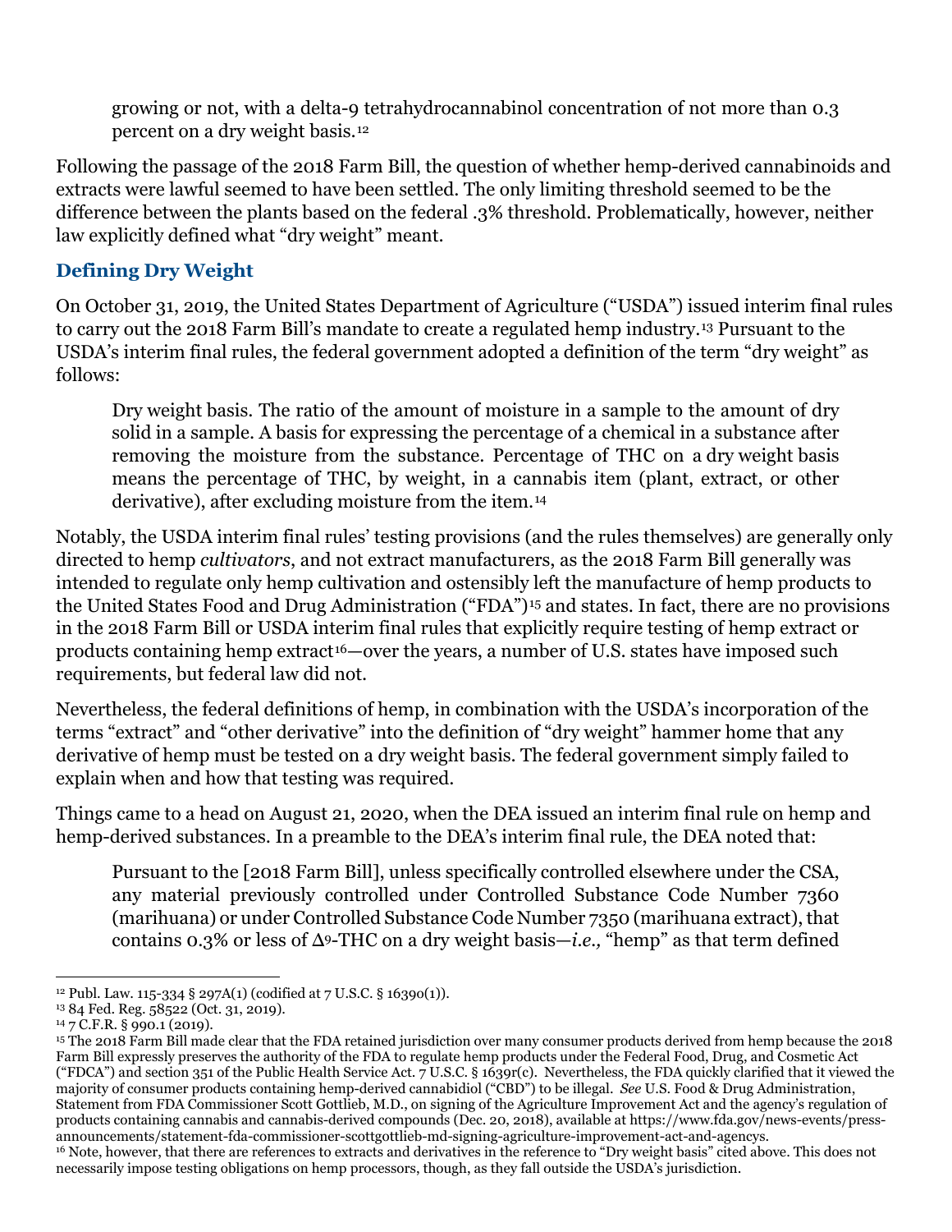> growing or not, with a delta-9 tetrahydrocannabinol concentration of not more than 0.3 percent on a dry weight basis.[12]

Following the passage of the 2018 Farm Bill, the question of whether hemp-derived cannabinoids and extracts were lawful seemed to have been settled. The only limiting threshold seemed to be the difference between the plants based on the federal .3% threshold. Problematically, however, neither law explicitly defined what "dry weight" meant.

## Defining Dry Weight

On October 31, 2019, the United States Department of Agriculture ("USDA") issued interim final rules to carry out the 2018 Farm Bill's mandate to create a regulated hemp industry.[13] Pursuant to the USDA's interim final rules, the federal government adopted a definition of the term "dry weight" as follows:

> Dry weight basis. The ratio of the amount of moisture in a sample to the amount of dry solid in a sample. A basis for expressing the percentage of a chemical in a substance after removing the moisture from the substance. Percentage of THC on a dry weight basis means the percentage of THC, by weight, in a cannabis item (plant, extract, or other derivative), after excluding moisture from the item.[14]

Notably, the USDA interim final rules' testing provisions (and the rules themselves) are generally only directed to hemp *cultivators*, and not extract manufacturers, as the 2018 Farm Bill generally was intended to regulate only hemp cultivation and ostensibly left the manufacture of hemp products to the United States Food and Drug Administration ("FDA")[15] and states. In fact, there are no provisions in the 2018 Farm Bill or USDA interim final rules that explicitly require testing of hemp extract or products containing hemp extract[16]—over the years, a number of U.S. states have imposed such requirements, but federal law did not.

Nevertheless, the federal definitions of hemp, in combination with the USDA's incorporation of the terms "extract" and "other derivative" into the definition of "dry weight" hammer home that any derivative of hemp must be tested on a dry weight basis. The federal government simply failed to explain when and how that testing was required.

Things came to a head on August 21, 2020, when the DEA issued an interim final rule on hemp and hemp-derived substances. In a preamble to the DEA's interim final rule, the DEA noted that:

> Pursuant to the [2018 Farm Bill], unless specifically controlled elsewhere under the CSA, any material previously controlled under Controlled Substance Code Number 7360 (marihuana) or under Controlled Substance Code Number 7350 (marihuana extract), that contains 0.3% or less of $\Delta^9$-THC on a dry weight basis—*i.e.,* "hemp" as that term defined

---

[12] Publ. Law. 115-334 § 297A(1) (codified at 7 U.S.C. § 1639o(1)).

[13] 84 Fed. Reg. 58522 (Oct. 31, 2019).

[14] 7 C.F.R. § 990.1 (2019).

[15] The 2018 Farm Bill made clear that the FDA retained jurisdiction over many consumer products derived from hemp because the 2018 Farm Bill expressly preserves the authority of the FDA to regulate hemp products under the Federal Food, Drug, and Cosmetic Act ("FDCA") and section 351 of the Public Health Service Act. 7 U.S.C. § 1639r(c). Nevertheless, the FDA quickly clarified that it viewed the majority of consumer products containing hemp-derived cannabidiol ("CBD") to be illegal. *See* U.S. Food & Drug Administration, Statement from FDA Commissioner Scott Gottlieb, M.D., on signing of the Agriculture Improvement Act and the agency's regulation of products containing cannabis and cannabis-derived compounds (Dec. 20, 2018), available at https://www.fda.gov/news-events/press-announcements/statement-fda-commissioner-scottgottlieb-md-signing-agriculture-improvement-act-and-agencys.

[16] Note, however, that there are references to extracts and derivatives in the reference to "Dry weight basis" cited above. This does not necessarily impose testing obligations on hemp processors, though, as they fall outside the USDA's jurisdiction.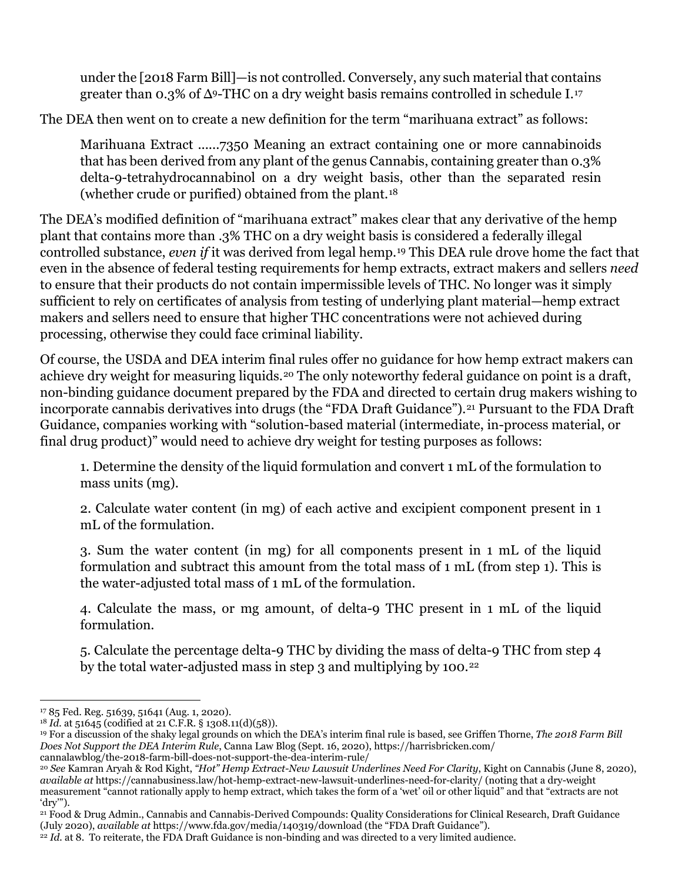> under the [2018 Farm Bill]—is not controlled. Conversely, any such material that contains greater than 0.3% of $\Delta^9$-THC on a dry weight basis remains controlled in schedule I.[17]

The DEA then went on to create a new definition for the term "marihuana extract" as follows:

> Marihuana Extract ......7350 Meaning an extract containing one or more cannabinoids that has been derived from any plant of the genus Cannabis, containing greater than 0.3% delta-9-tetrahydrocannabinol on a dry weight basis, other than the separated resin (whether crude or purified) obtained from the plant.[18]

The DEA's modified definition of "marihuana extract" makes clear that any derivative of the hemp plant that contains more than .3% THC on a dry weight basis is considered a federally illegal controlled substance, *even if* it was derived from legal hemp.[19] This DEA rule drove home the fact that even in the absence of federal testing requirements for hemp extracts, extract makers and sellers *need* to ensure that their products do not contain impermissible levels of THC. No longer was it simply sufficient to rely on certificates of analysis from testing of underlying plant material—hemp extract makers and sellers need to ensure that higher THC concentrations were not achieved during processing, otherwise they could face criminal liability.

Of course, the USDA and DEA interim final rules offer no guidance for how hemp extract makers can achieve dry weight for measuring liquids.[20] The only noteworthy federal guidance on point is a draft, non-binding guidance document prepared by the FDA and directed to certain drug makers wishing to incorporate cannabis derivatives into drugs (the "FDA Draft Guidance").[21] Pursuant to the FDA Draft Guidance, companies working with "solution-based material (intermediate, in-process material, or final drug product)" would need to achieve dry weight for testing purposes as follows:

> 1. Determine the density of the liquid formulation and convert 1 mL of the formulation to mass units (mg).
>
> 2. Calculate water content (in mg) of each active and excipient component present in 1 mL of the formulation.
>
> 3. Sum the water content (in mg) for all components present in 1 mL of the liquid formulation and subtract this amount from the total mass of 1 mL (from step 1). This is the water-adjusted total mass of 1 mL of the formulation.
>
> 4. Calculate the mass, or mg amount, of delta-9 THC present in 1 mL of the liquid formulation.
>
> 5. Calculate the percentage delta-9 THC by dividing the mass of delta-9 THC from step 4 by the total water-adjusted mass in step 3 and multiplying by 100.[22]

---

[17] 85 Fed. Reg. 51639, 51641 (Aug. 1, 2020).

[18] *Id.* at 51645 (codified at 21 C.F.R. § 1308.11(d)(58)).

[19] For a discussion of the shaky legal grounds on which the DEA's interim final rule is based, see Griffen Thorne, *The 2018 Farm Bill Does Not Support the DEA Interim Rule*, Canna Law Blog (Sept. 16, 2020), https://harrisbricken.com/cannalawblog/the-2018-farm-bill-does-not-support-the-dea-interim-rule/

[20] *See* Kamran Aryah & Rod Kight, *"Hot" Hemp Extract-New Lawsuit Underlines Need For Clarity*, Kight on Cannabis (June 8, 2020), *available at* https://cannabusiness.law/hot-hemp-extract-new-lawsuit-underlines-need-for-clarity/ (noting that a dry-weight measurement "cannot rationally apply to hemp extract, which takes the form of a 'wet' oil or other liquid" and that "extracts are not 'dry'").

[21] Food & Drug Admin., Cannabis and Cannabis-Derived Compounds: Quality Considerations for Clinical Research, Draft Guidance (July 2020), *available at* https://www.fda.gov/media/140319/download (the "FDA Draft Guidance").

[22] *Id.* at 8. To reiterate, the FDA Draft Guidance is non-binding and was directed to a very limited audience.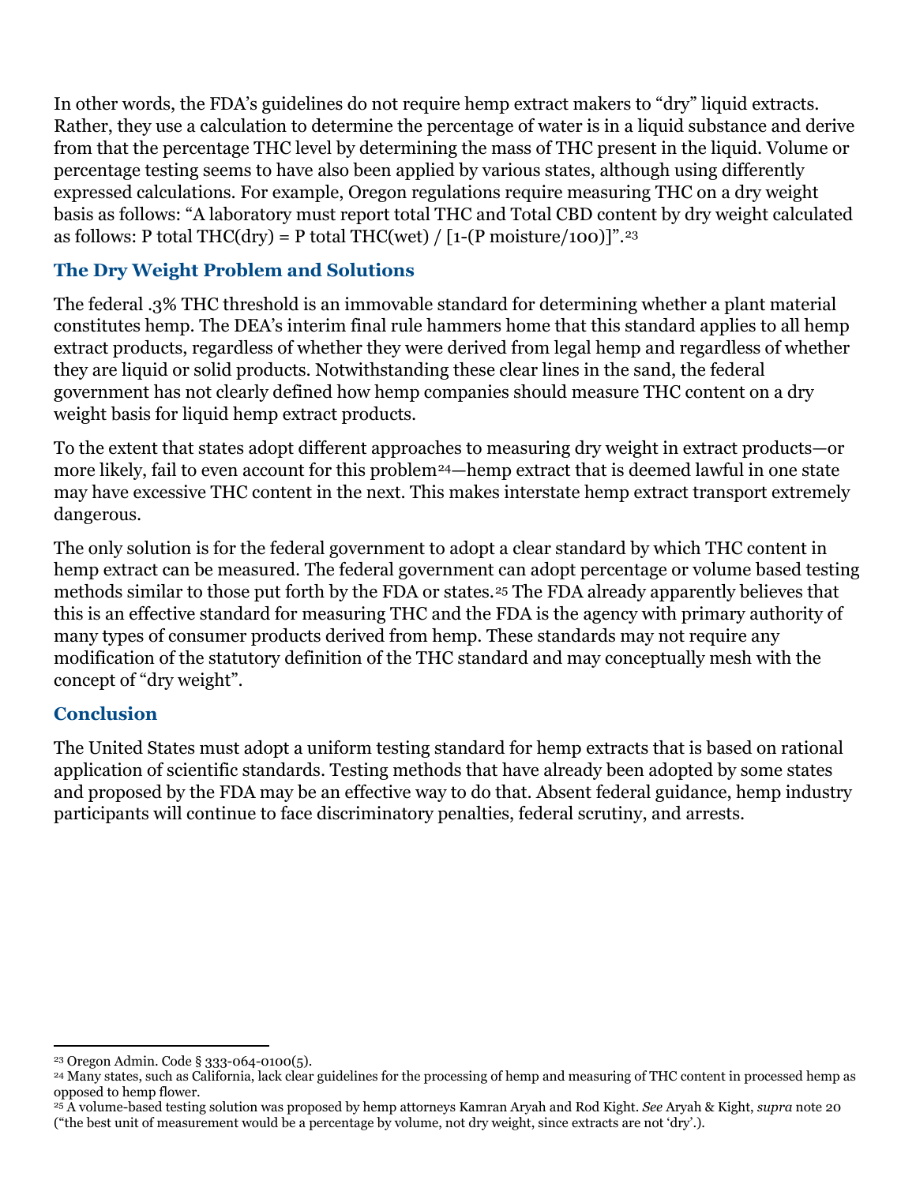In other words, the FDA's guidelines do not require hemp extract makers to "dry" liquid extracts. Rather, they use a calculation to determine the percentage of water is in a liquid substance and derive from that the percentage THC level by determining the mass of THC present in the liquid. Volume or percentage testing seems to have also been applied by various states, although using differently expressed calculations. For example, Oregon regulations require measuring THC on a dry weight basis as follows: "A laboratory must report total THC and Total CBD content by dry weight calculated as follows: P total THC(dry) = P total THC(wet) / [1-(P moisture/100)]".[23]

## The Dry Weight Problem and Solutions

The federal .3% THC threshold is an immovable standard for determining whether a plant material constitutes hemp. The DEA's interim final rule hammers home that this standard applies to all hemp extract products, regardless of whether they were derived from legal hemp and regardless of whether they are liquid or solid products. Notwithstanding these clear lines in the sand, the federal government has not clearly defined how hemp companies should measure THC content on a dry weight basis for liquid hemp extract products.

To the extent that states adopt different approaches to measuring dry weight in extract products—or more likely, fail to even account for this problem[24]—hemp extract that is deemed lawful in one state may have excessive THC content in the next. This makes interstate hemp extract transport extremely dangerous.

The only solution is for the federal government to adopt a clear standard by which THC content in hemp extract can be measured. The federal government can adopt percentage or volume based testing methods similar to those put forth by the FDA or states.[25] The FDA already apparently believes that this is an effective standard for measuring THC and the FDA is the agency with primary authority of many types of consumer products derived from hemp. These standards may not require any modification of the statutory definition of the THC standard and may conceptually mesh with the concept of "dry weight".

## Conclusion

The United States must adopt a uniform testing standard for hemp extracts that is based on rational application of scientific standards. Testing methods that have already been adopted by some states and proposed by the FDA may be an effective way to do that. Absent federal guidance, hemp industry participants will continue to face discriminatory penalties, federal scrutiny, and arrests.

---

[23] Oregon Admin. Code § 333-064-0100(5).

[24] Many states, such as California, lack clear guidelines for the processing of hemp and measuring of THC content in processed hemp as opposed to hemp flower.

[25] A volume-based testing solution was proposed by hemp attorneys Kamran Aryah and Rod Kight. *See* Aryah & Kight, *supra* note 20 ("the best unit of measurement would be a percentage by volume, not dry weight, since extracts are not 'dry'.).